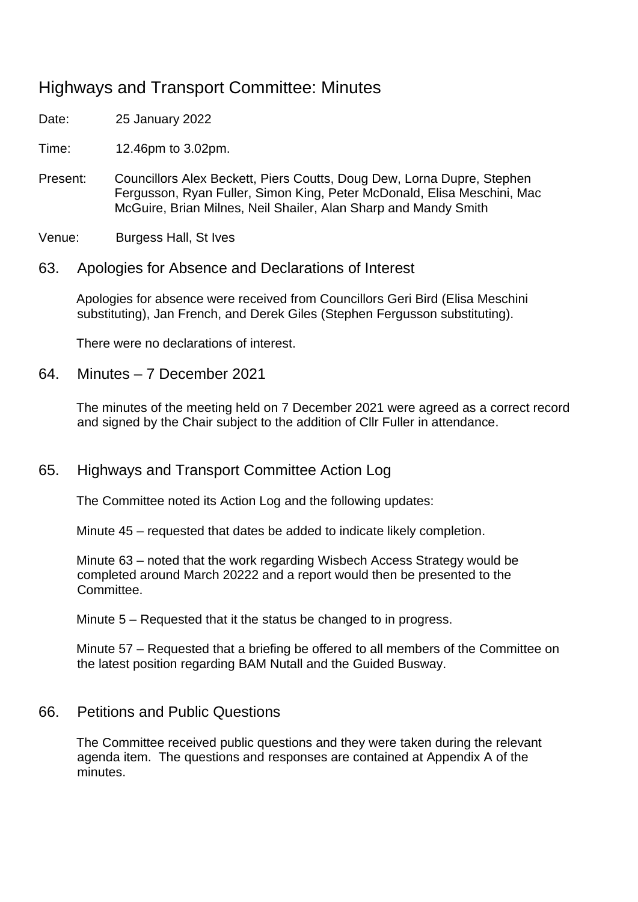# Highways and Transport Committee: Minutes

Date: 25 January 2022

Time: 12.46pm to 3.02pm.

Present: Councillors Alex Beckett, Piers Coutts, Doug Dew, Lorna Dupre, Stephen Fergusson, Ryan Fuller, Simon King, Peter McDonald, Elisa Meschini, Mac McGuire, Brian Milnes, Neil Shailer, Alan Sharp and Mandy Smith

Venue: Burgess Hall, St Ives

## 63. Apologies for Absence and Declarations of Interest

Apologies for absence were received from Councillors Geri Bird (Elisa Meschini substituting), Jan French, and Derek Giles (Stephen Fergusson substituting).

There were no declarations of interest.

## 64. Minutes – 7 December 2021

The minutes of the meeting held on 7 December 2021 were agreed as a correct record and signed by the Chair subject to the addition of Cllr Fuller in attendance.

## 65. Highways and Transport Committee Action Log

The Committee noted its Action Log and the following updates:

Minute 45 – requested that dates be added to indicate likely completion.

Minute 63 – noted that the work regarding Wisbech Access Strategy would be completed around March 20222 and a report would then be presented to the Committee.

Minute 5 – Requested that it the status be changed to in progress.

Minute 57 – Requested that a briefing be offered to all members of the Committee on the latest position regarding BAM Nutall and the Guided Busway.

## 66. Petitions and Public Questions

The Committee received public questions and they were taken during the relevant agenda item. The questions and responses are contained at Appendix A of the minutes.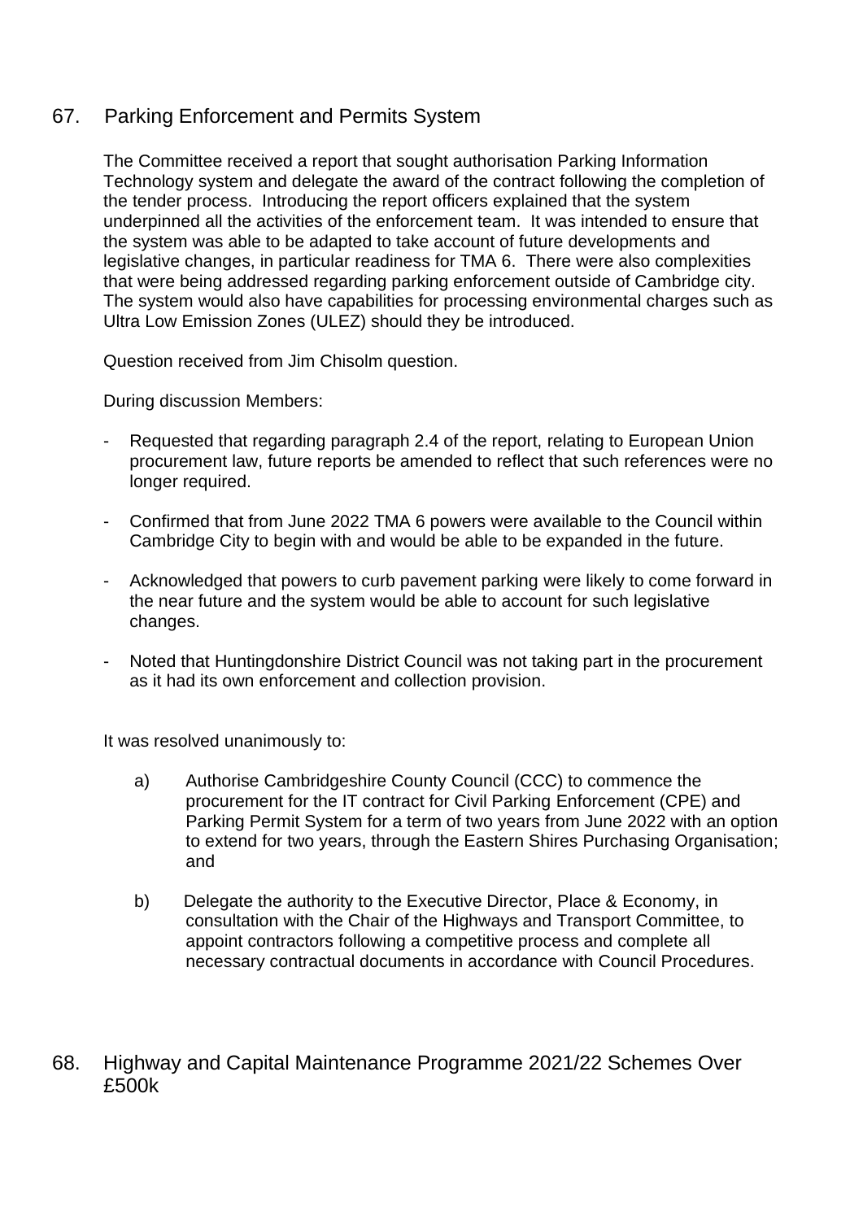## 67. Parking Enforcement and Permits System

The Committee received a report that sought authorisation Parking Information Technology system and delegate the award of the contract following the completion of the tender process. Introducing the report officers explained that the system underpinned all the activities of the enforcement team. It was intended to ensure that the system was able to be adapted to take account of future developments and legislative changes, in particular readiness for TMA 6. There were also complexities that were being addressed regarding parking enforcement outside of Cambridge city. The system would also have capabilities for processing environmental charges such as Ultra Low Emission Zones (ULEZ) should they be introduced.

Question received from Jim Chisolm question.

During discussion Members:

- Requested that regarding paragraph 2.4 of the report, relating to European Union procurement law, future reports be amended to reflect that such references were no longer required.

- Confirmed that from June 2022 TMA 6 powers were available to the Council within Cambridge City to begin with and would be able to be expanded in the future.

- Acknowledged that powers to curb pavement parking were likely to come forward in the near future and the system would be able to account for such legislative changes.

- Noted that Huntingdonshire District Council was not taking part in the procurement as it had its own enforcement and collection provision.

It was resolved unanimously to:

a) Authorise Cambridgeshire County Council (CCC) to commence the procurement for the IT contract for Civil Parking Enforcement (CPE) and Parking Permit System for a term of two years from June 2022 with an option to extend for two years, through the Eastern Shires Purchasing Organisation; and

b) Delegate the authority to the Executive Director, Place & Economy, in consultation with the Chair of the Highways and Transport Committee, to appoint contractors following a competitive process and complete all necessary contractual documents in accordance with Council Procedures.

## 68. Highway and Capital Maintenance Programme 2021/22 Schemes Over £500k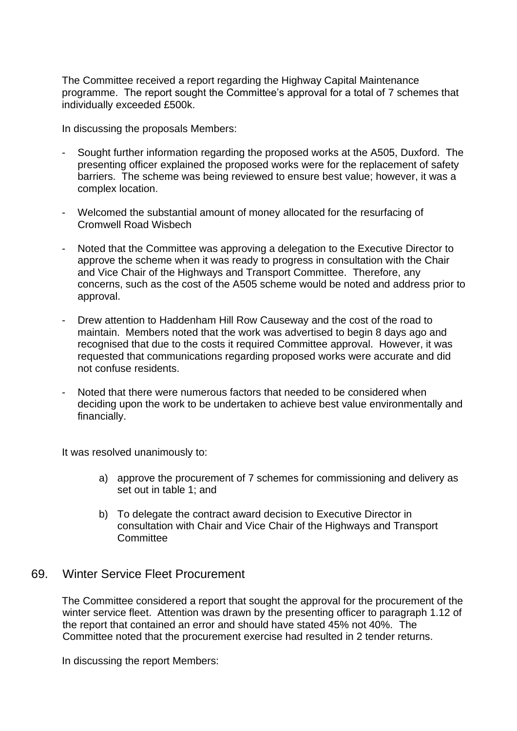The Committee received a report regarding the Highway Capital Maintenance programme. The report sought the Committee's approval for a total of 7 schemes that individually exceeded £500k.

In discussing the proposals Members:

- Sought further information regarding the proposed works at the A505, Duxford. The presenting officer explained the proposed works were for the replacement of safety barriers. The scheme was being reviewed to ensure best value; however, it was a complex location.

- Welcomed the substantial amount of money allocated for the resurfacing of Cromwell Road Wisbech

- Noted that the Committee was approving a delegation to the Executive Director to approve the scheme when it was ready to progress in consultation with the Chair and Vice Chair of the Highways and Transport Committee. Therefore, any concerns, such as the cost of the A505 scheme would be noted and address prior to approval.

- Drew attention to Haddenham Hill Row Causeway and the cost of the road to maintain. Members noted that the work was advertised to begin 8 days ago and recognised that due to the costs it required Committee approval. However, it was requested that communications regarding proposed works were accurate and did not confuse residents.

- Noted that there were numerous factors that needed to be considered when deciding upon the work to be undertaken to achieve best value environmentally and financially.

It was resolved unanimously to:

a) approve the procurement of 7 schemes for commissioning and delivery as set out in table 1; and

b) To delegate the contract award decision to Executive Director in consultation with Chair and Vice Chair of the Highways and Transport Committee

## 69. Winter Service Fleet Procurement

The Committee considered a report that sought the approval for the procurement of the winter service fleet. Attention was drawn by the presenting officer to paragraph 1.12 of the report that contained an error and should have stated 45% not 40%. The Committee noted that the procurement exercise had resulted in 2 tender returns.

In discussing the report Members: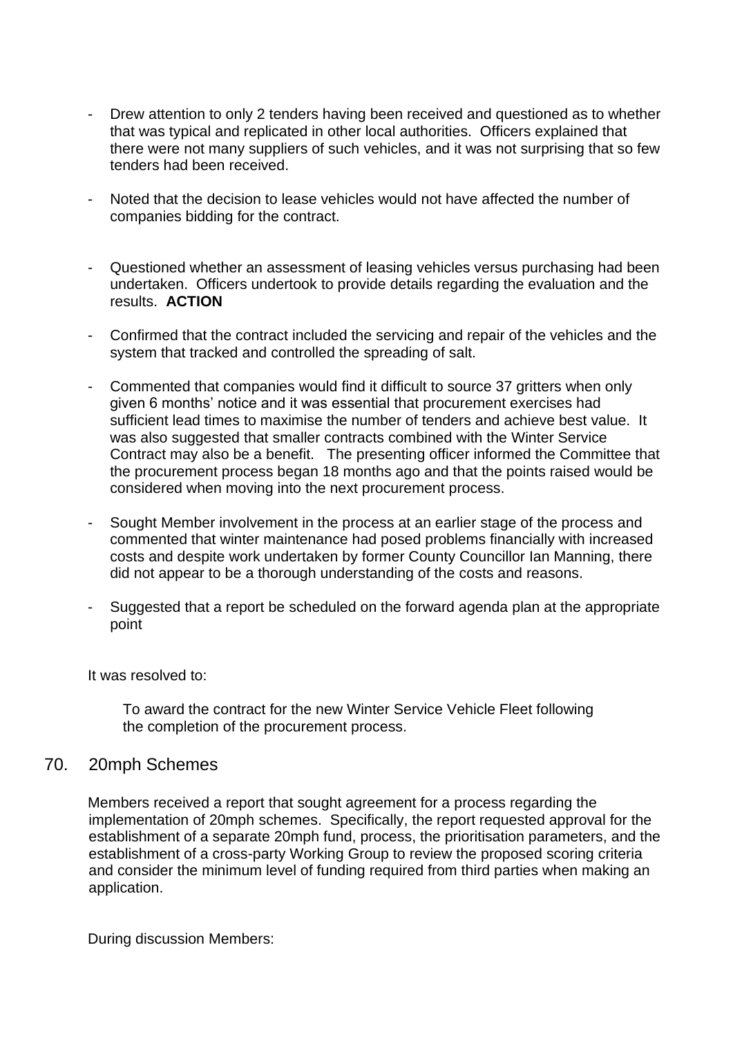- Drew attention to only 2 tenders having been received and questioned as to whether that was typical and replicated in other local authorities. Officers explained that there were not many suppliers of such vehicles, and it was not surprising that so few tenders had been received.

- Noted that the decision to lease vehicles would not have affected the number of companies bidding for the contract.

- Questioned whether an assessment of leasing vehicles versus purchasing had been undertaken. Officers undertook to provide details regarding the evaluation and the results. **ACTION**

- Confirmed that the contract included the servicing and repair of the vehicles and the system that tracked and controlled the spreading of salt.

- Commented that companies would find it difficult to source 37 gritters when only given 6 months' notice and it was essential that procurement exercises had sufficient lead times to maximise the number of tenders and achieve best value. It was also suggested that smaller contracts combined with the Winter Service Contract may also be a benefit. The presenting officer informed the Committee that the procurement process began 18 months ago and that the points raised would be considered when moving into the next procurement process.

- Sought Member involvement in the process at an earlier stage of the process and commented that winter maintenance had posed problems financially with increased costs and despite work undertaken by former County Councillor Ian Manning, there did not appear to be a thorough understanding of the costs and reasons.

- Suggested that a report be scheduled on the forward agenda plan at the appropriate point

It was resolved to:

> To award the contract for the new Winter Service Vehicle Fleet following the completion of the procurement process.

## 70. 20mph Schemes

Members received a report that sought agreement for a process regarding the implementation of 20mph schemes. Specifically, the report requested approval for the establishment of a separate 20mph fund, process, the prioritisation parameters, and the establishment of a cross-party Working Group to review the proposed scoring criteria and consider the minimum level of funding required from third parties when making an application.

During discussion Members: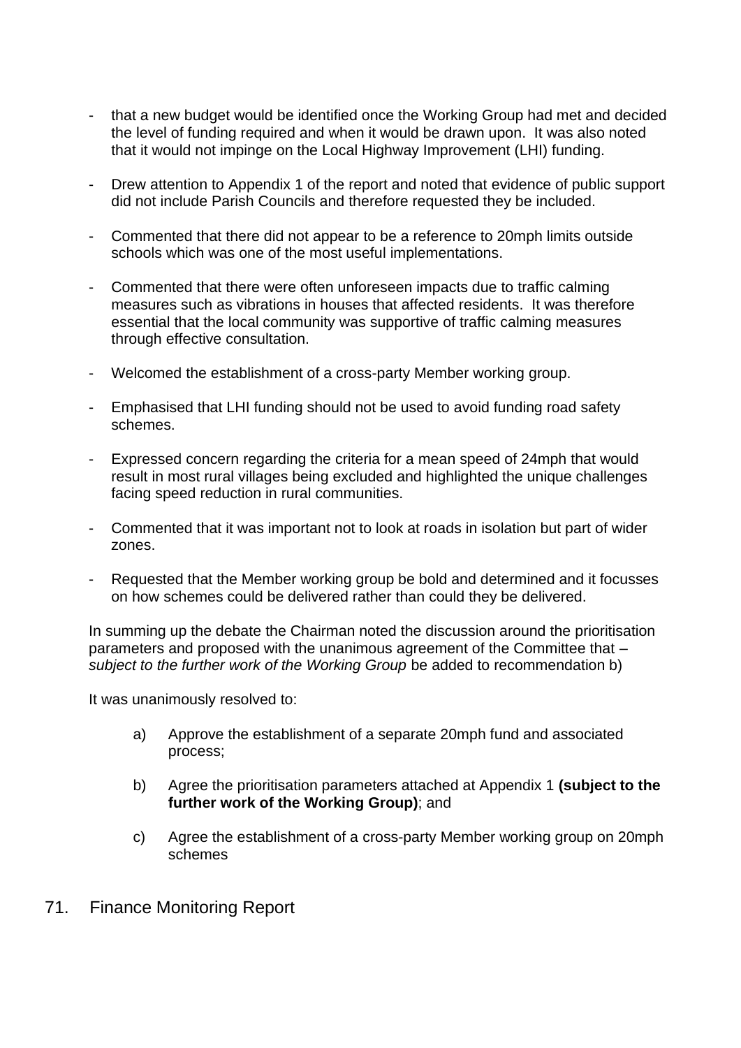- that a new budget would be identified once the Working Group had met and decided the level of funding required and when it would be drawn upon. It was also noted that it would not impinge on the Local Highway Improvement (LHI) funding.

- Drew attention to Appendix 1 of the report and noted that evidence of public support did not include Parish Councils and therefore requested they be included.

- Commented that there did not appear to be a reference to 20mph limits outside schools which was one of the most useful implementations.

- Commented that there were often unforeseen impacts due to traffic calming measures such as vibrations in houses that affected residents. It was therefore essential that the local community was supportive of traffic calming measures through effective consultation.

- Welcomed the establishment of a cross-party Member working group.

- Emphasised that LHI funding should not be used to avoid funding road safety schemes.

- Expressed concern regarding the criteria for a mean speed of 24mph that would result in most rural villages being excluded and highlighted the unique challenges facing speed reduction in rural communities.

- Commented that it was important not to look at roads in isolation but part of wider zones.

- Requested that the Member working group be bold and determined and it focusses on how schemes could be delivered rather than could they be delivered.

In summing up the debate the Chairman noted the discussion around the prioritisation parameters and proposed with the unanimous agreement of the Committee that – *subject to the further work of the Working Group* be added to recommendation b)

It was unanimously resolved to:

a) Approve the establishment of a separate 20mph fund and associated process;

b) Agree the prioritisation parameters attached at Appendix 1 **(subject to the further work of the Working Group)**; and

c) Agree the establishment of a cross-party Member working group on 20mph schemes

## 71. Finance Monitoring Report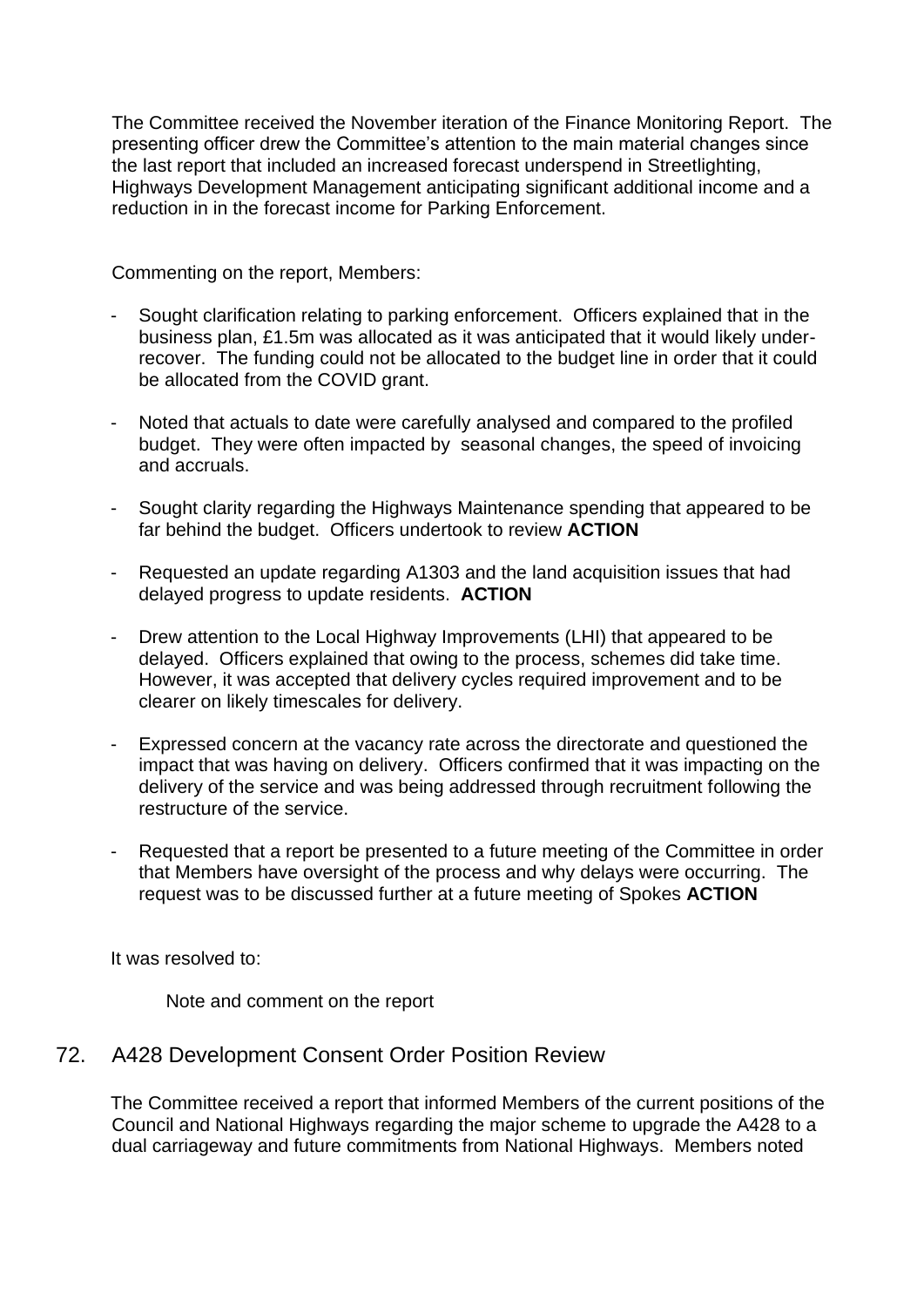The Committee received the November iteration of the Finance Monitoring Report. The presenting officer drew the Committee's attention to the main material changes since the last report that included an increased forecast underspend in Streetlighting, Highways Development Management anticipating significant additional income and a reduction in in the forecast income for Parking Enforcement.

Commenting on the report, Members:

- Sought clarification relating to parking enforcement. Officers explained that in the business plan, £1.5m was allocated as it was anticipated that it would likely under-recover. The funding could not be allocated to the budget line in order that it could be allocated from the COVID grant.

- Noted that actuals to date were carefully analysed and compared to the profiled budget. They were often impacted by seasonal changes, the speed of invoicing and accruals.

- Sought clarity regarding the Highways Maintenance spending that appeared to be far behind the budget. Officers undertook to review **ACTION**

- Requested an update regarding A1303 and the land acquisition issues that had delayed progress to update residents. **ACTION**

- Drew attention to the Local Highway Improvements (LHI) that appeared to be delayed. Officers explained that owing to the process, schemes did take time. However, it was accepted that delivery cycles required improvement and to be clearer on likely timescales for delivery.

- Expressed concern at the vacancy rate across the directorate and questioned the impact that was having on delivery. Officers confirmed that it was impacting on the delivery of the service and was being addressed through recruitment following the restructure of the service.

- Requested that a report be presented to a future meeting of the Committee in order that Members have oversight of the process and why delays were occurring. The request was to be discussed further at a future meeting of Spokes **ACTION**

It was resolved to:

Note and comment on the report

## 72. A428 Development Consent Order Position Review

The Committee received a report that informed Members of the current positions of the Council and National Highways regarding the major scheme to upgrade the A428 to a dual carriageway and future commitments from National Highways. Members noted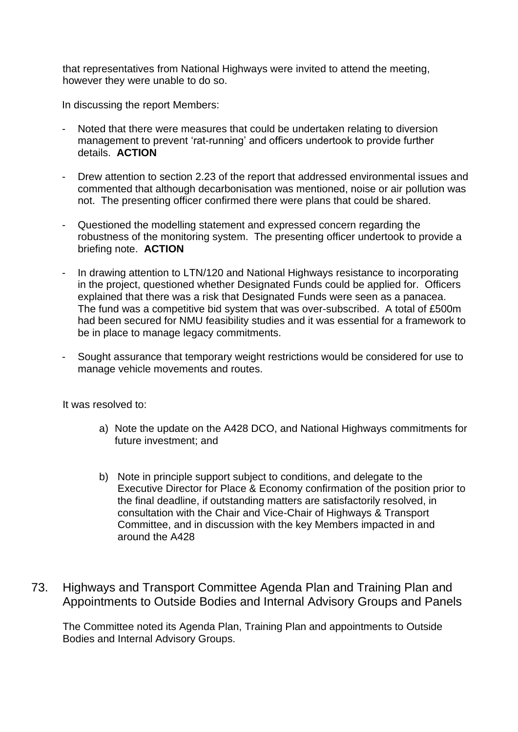that representatives from National Highways were invited to attend the meeting, however they were unable to do so.

In discussing the report Members:

- Noted that there were measures that could be undertaken relating to diversion management to prevent 'rat-running' and officers undertook to provide further details. **ACTION**

- Drew attention to section 2.23 of the report that addressed environmental issues and commented that although decarbonisation was mentioned, noise or air pollution was not. The presenting officer confirmed there were plans that could be shared.

- Questioned the modelling statement and expressed concern regarding the robustness of the monitoring system. The presenting officer undertook to provide a briefing note. **ACTION**

- In drawing attention to LTN/120 and National Highways resistance to incorporating in the project, questioned whether Designated Funds could be applied for. Officers explained that there was a risk that Designated Funds were seen as a panacea. The fund was a competitive bid system that was over-subscribed. A total of £500m had been secured for NMU feasibility studies and it was essential for a framework to be in place to manage legacy commitments.

- Sought assurance that temporary weight restrictions would be considered for use to manage vehicle movements and routes.

It was resolved to:

a) Note the update on the A428 DCO, and National Highways commitments for future investment; and

b) Note in principle support subject to conditions, and delegate to the Executive Director for Place & Economy confirmation of the position prior to the final deadline, if outstanding matters are satisfactorily resolved, in consultation with the Chair and Vice-Chair of Highways & Transport Committee, and in discussion with the key Members impacted in and around the A428

## 73. Highways and Transport Committee Agenda Plan and Training Plan and Appointments to Outside Bodies and Internal Advisory Groups and Panels

The Committee noted its Agenda Plan, Training Plan and appointments to Outside Bodies and Internal Advisory Groups.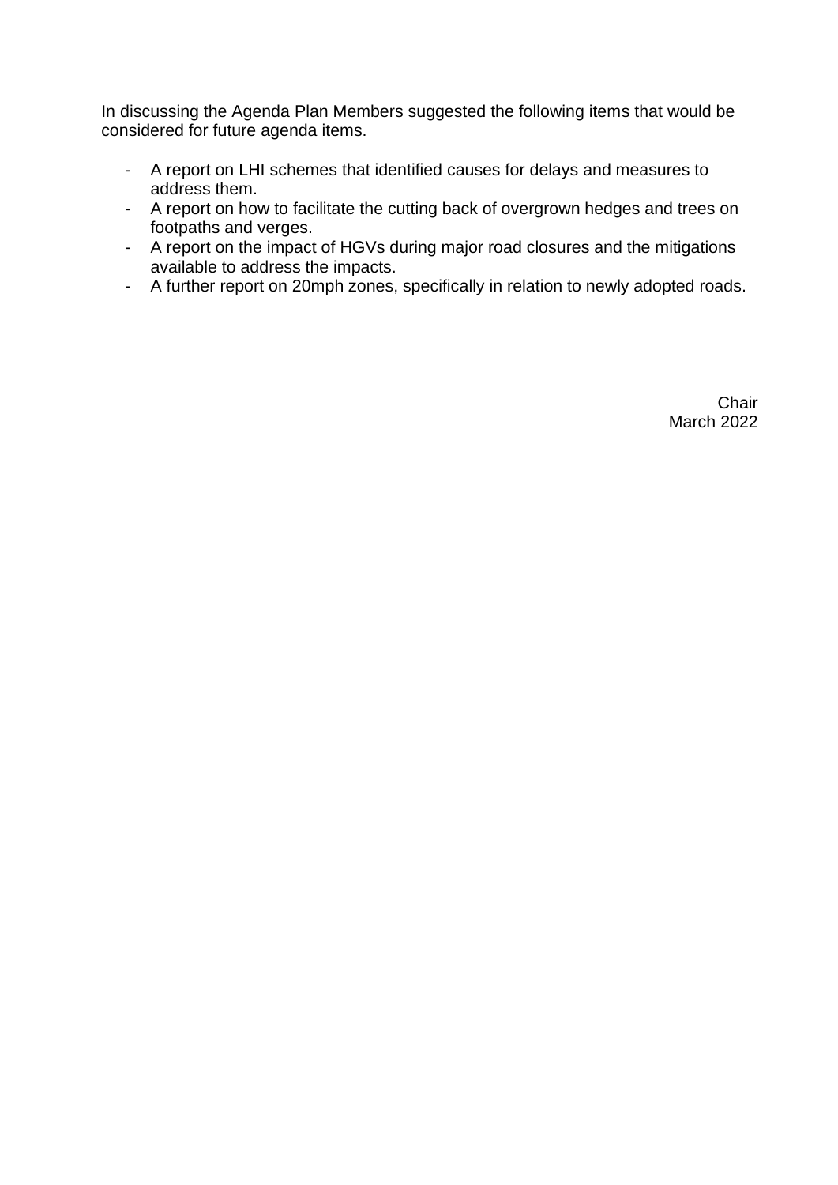In discussing the Agenda Plan Members suggested the following items that would be considered for future agenda items.

- A report on LHI schemes that identified causes for delays and measures to address them.
- A report on how to facilitate the cutting back of overgrown hedges and trees on footpaths and verges.
- A report on the impact of HGVs during major road closures and the mitigations available to address the impacts.
- A further report on 20mph zones, specifically in relation to newly adopted roads.

Chair
March 2022